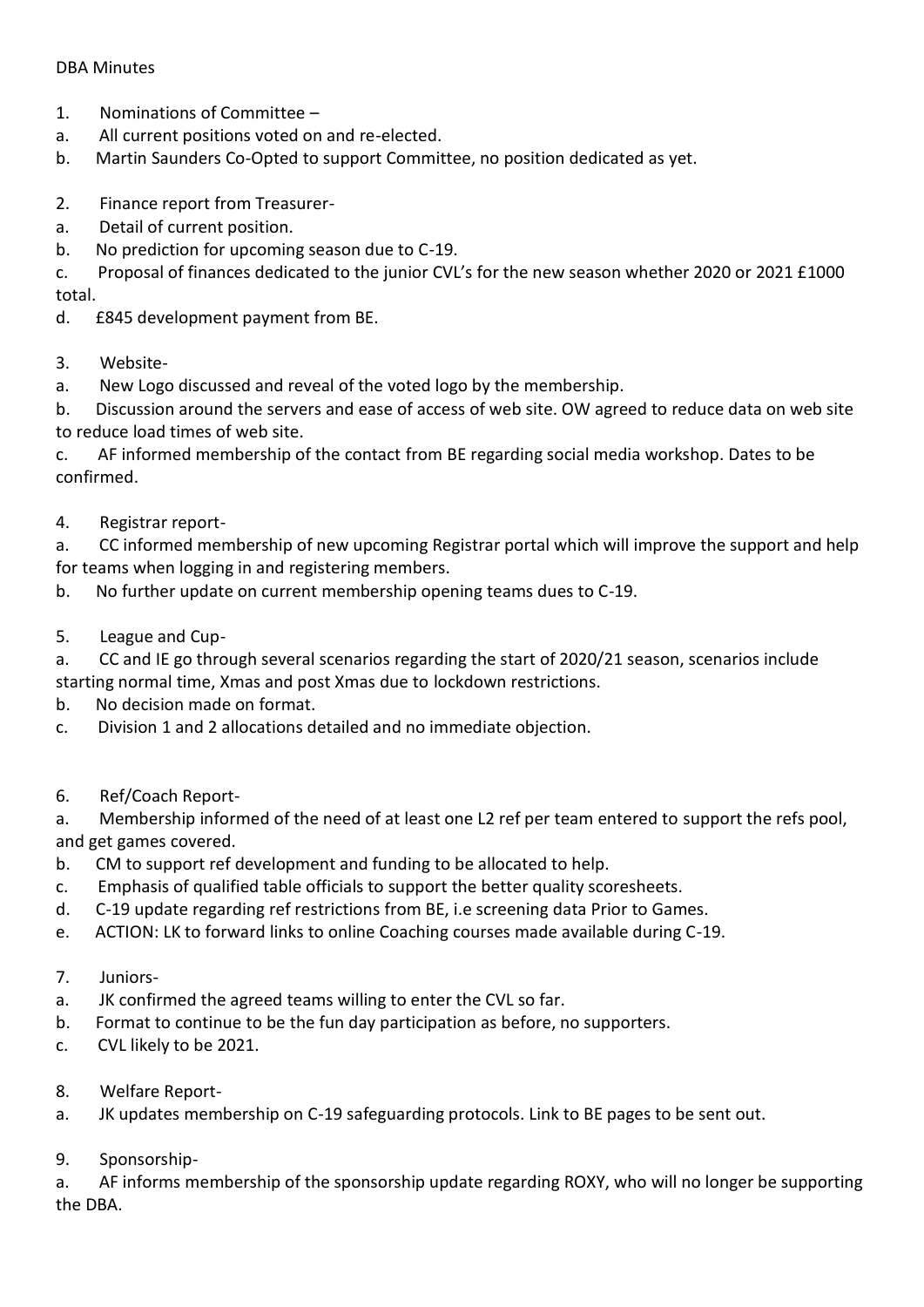DBA Minutes

1. Nominations of Committee –
   a. All current positions voted on and re-elected.
   b. Martin Saunders Co-Opted to support Committee, no position dedicated as yet.

2. Finance report from Treasurer-
   a. Detail of current position.
   b. No prediction for upcoming season due to C-19.
   c. Proposal of finances dedicated to the junior CVL's for the new season whether 2020 or 2021 £1000 total.
   d. £845 development payment from BE.

3. Website-
   a. New Logo discussed and reveal of the voted logo by the membership.
   b. Discussion around the servers and ease of access of web site. OW agreed to reduce data on web site to reduce load times of web site.
   c. AF informed membership of the contact from BE regarding social media workshop. Dates to be confirmed.

4. Registrar report-
   a. CC informed membership of new upcoming Registrar portal which will improve the support and help for teams when logging in and registering members.
   b. No further update on current membership opening teams dues to C-19.

5. League and Cup-
   a. CC and IE go through several scenarios regarding the start of 2020/21 season, scenarios include starting normal time, Xmas and post Xmas due to lockdown restrictions.
   b. No decision made on format.
   c. Division 1 and 2 allocations detailed and no immediate objection.

6. Ref/Coach Report-
   a. Membership informed of the need of at least one L2 ref per team entered to support the refs pool, and get games covered.
   b. CM to support ref development and funding to be allocated to help.
   c. Emphasis of qualified table officials to support the better quality scoresheets.
   d. C-19 update regarding ref restrictions from BE, i.e screening data Prior to Games.
   e. ACTION: LK to forward links to online Coaching courses made available during C-19.

7. Juniors-
   a. JK confirmed the agreed teams willing to enter the CVL so far.
   b. Format to continue to be the fun day participation as before, no supporters.
   c. CVL likely to be 2021.

8. Welfare Report-
   a. JK updates membership on C-19 safeguarding protocols. Link to BE pages to be sent out.

9. Sponsorship-
   a. AF informs membership of the sponsorship update regarding ROXY, who will no longer be supporting the DBA.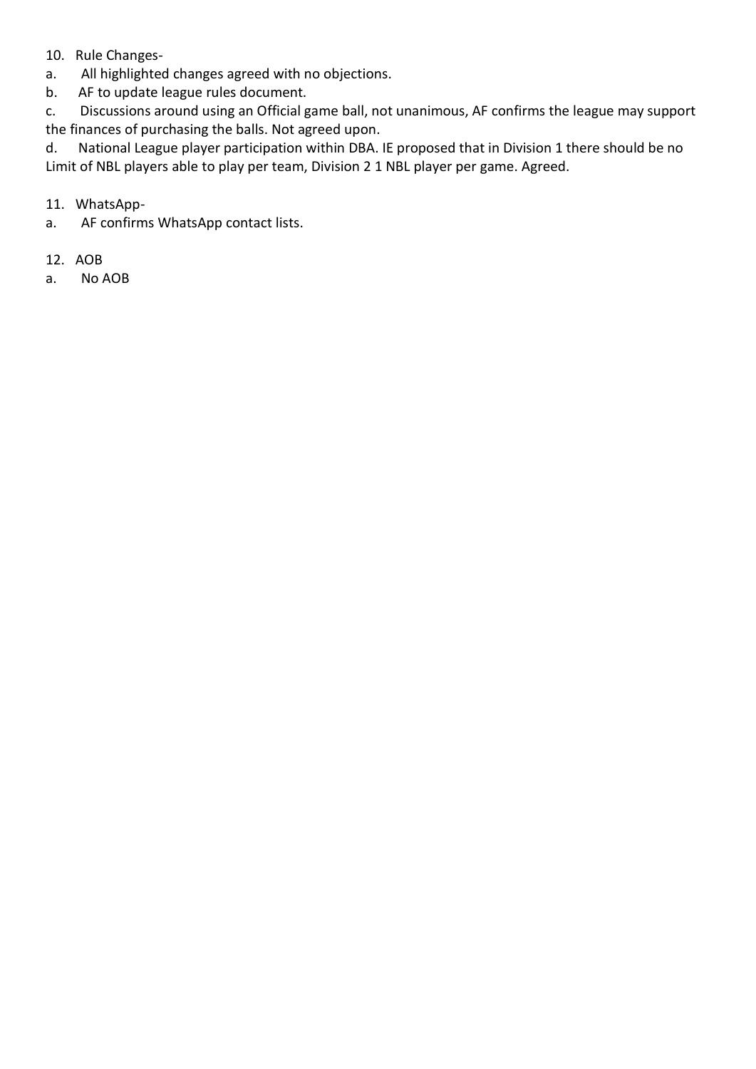10. Rule Changes-

a. All highlighted changes agreed with no objections.

b. AF to update league rules document.

c. Discussions around using an Official game ball, not unanimous, AF confirms the league may support the finances of purchasing the balls. Not agreed upon.

d. National League player participation within DBA. IE proposed that in Division 1 there should be no Limit of NBL players able to play per team, Division 2 1 NBL player per game. Agreed.

11. WhatsApp-

a. AF confirms WhatsApp contact lists.

12. AOB

a. No AOB